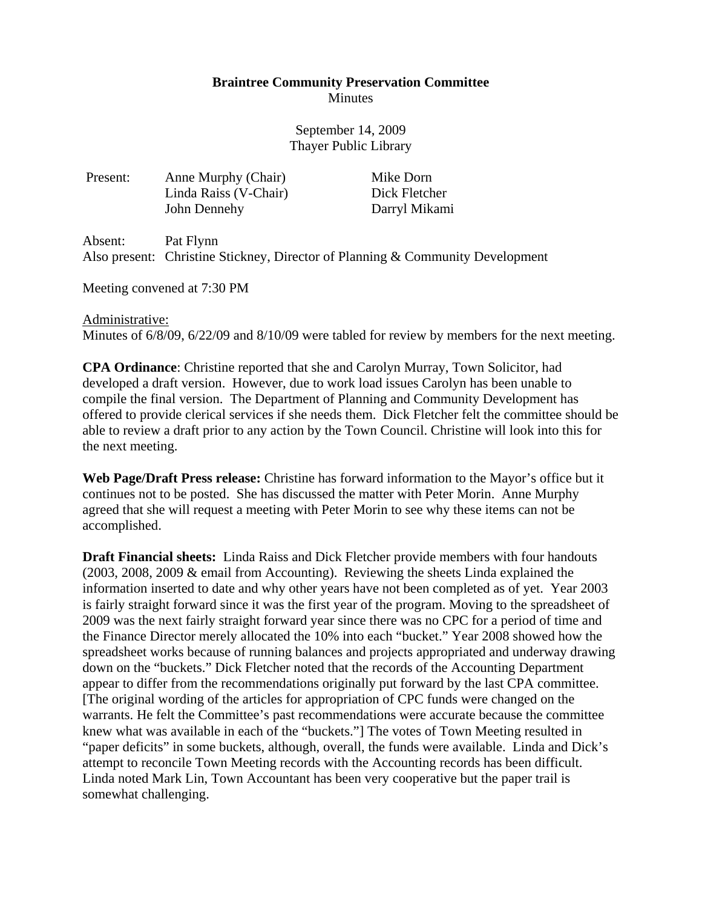**Braintree Community Preservation Committee**
Minutes

September 14, 2009
Thayer Public Library

| Present: | Anne Murphy (Chair) | Mike Dorn |
| --- | --- | --- |
| | Linda Raiss (V-Chair) | Dick Fletcher |
| | John Dennehy | Darryl Mikami |

Absent: Pat Flynn
Also present: Christine Stickney, Director of Planning & Community Development

Meeting convened at 7:30 PM

Administrative:
Minutes of 6/8/09, 6/22/09 and 8/10/09 were tabled for review by members for the next meeting.

**CPA Ordinance**: Christine reported that she and Carolyn Murray, Town Solicitor, had developed a draft version. However, due to work load issues Carolyn has been unable to compile the final version. The Department of Planning and Community Development has offered to provide clerical services if she needs them. Dick Fletcher felt the committee should be able to review a draft prior to any action by the Town Council. Christine will look into this for the next meeting.

**Web Page/Draft Press release:** Christine has forward information to the Mayor's office but it continues not to be posted. She has discussed the matter with Peter Morin. Anne Murphy agreed that she will request a meeting with Peter Morin to see why these items can not be accomplished.

**Draft Financial sheets:** Linda Raiss and Dick Fletcher provide members with four handouts (2003, 2008, 2009 & email from Accounting). Reviewing the sheets Linda explained the information inserted to date and why other years have not been completed as of yet. Year 2003 is fairly straight forward since it was the first year of the program. Moving to the spreadsheet of 2009 was the next fairly straight forward year since there was no CPC for a period of time and the Finance Director merely allocated the 10% into each "bucket." Year 2008 showed how the spreadsheet works because of running balances and projects appropriated and underway drawing down on the "buckets." Dick Fletcher noted that the records of the Accounting Department appear to differ from the recommendations originally put forward by the last CPA committee. [The original wording of the articles for appropriation of CPC funds were changed on the warrants. He felt the Committee's past recommendations were accurate because the committee knew what was available in each of the "buckets."] The votes of Town Meeting resulted in "paper deficits" in some buckets, although, overall, the funds were available. Linda and Dick's attempt to reconcile Town Meeting records with the Accounting records has been difficult. Linda noted Mark Lin, Town Accountant has been very cooperative but the paper trail is somewhat challenging.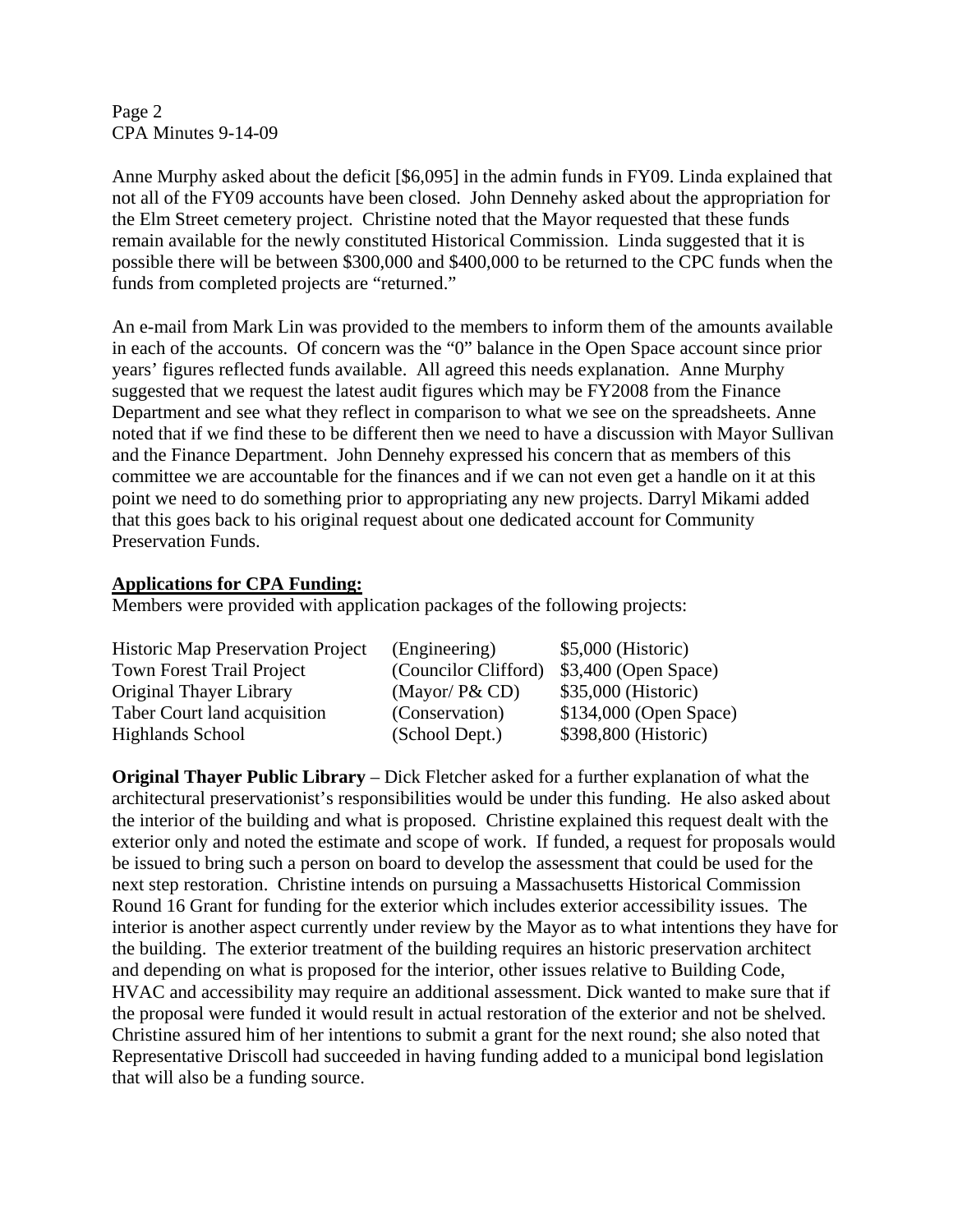Anne Murphy asked about the deficit [$6,095] in the admin funds in FY09. Linda explained that not all of the FY09 accounts have been closed. John Dennehy asked about the appropriation for the Elm Street cemetery project. Christine noted that the Mayor requested that these funds remain available for the newly constituted Historical Commission. Linda suggested that it is possible there will be between $300,000 and $400,000 to be returned to the CPC funds when the funds from completed projects are "returned."

An e-mail from Mark Lin was provided to the members to inform them of the amounts available in each of the accounts. Of concern was the "0" balance in the Open Space account since prior years' figures reflected funds available. All agreed this needs explanation. Anne Murphy suggested that we request the latest audit figures which may be FY2008 from the Finance Department and see what they reflect in comparison to what we see on the spreadsheets. Anne noted that if we find these to be different then we need to have a discussion with Mayor Sullivan and the Finance Department. John Dennehy expressed his concern that as members of this committee we are accountable for the finances and if we can not even get a handle on it at this point we need to do something prior to appropriating any new projects. Darryl Mikami added that this goes back to his original request about one dedicated account for Community Preservation Funds.

**Applications for CPA Funding:**

Members were provided with application packages of the following projects:

| | | |
|---|---|---|
| Historic Map Preservation Project | (Engineering) | $5,000 (Historic) |
| Town Forest Trail Project | (Councilor Clifford) | $3,400 (Open Space) |
| Original Thayer Library | (Mayor/ P& CD) | $35,000 (Historic) |
| Taber Court land acquisition | (Conservation) | $134,000 (Open Space) |
| Highlands School | (School Dept.) | $398,800 (Historic) |

**Original Thayer Public Library** – Dick Fletcher asked for a further explanation of what the architectural preservationist's responsibilities would be under this funding. He also asked about the interior of the building and what is proposed. Christine explained this request dealt with the exterior only and noted the estimate and scope of work. If funded, a request for proposals would be issued to bring such a person on board to develop the assessment that could be used for the next step restoration. Christine intends on pursuing a Massachusetts Historical Commission Round 16 Grant for funding for the exterior which includes exterior accessibility issues. The interior is another aspect currently under review by the Mayor as to what intentions they have for the building. The exterior treatment of the building requires an historic preservation architect and depending on what is proposed for the interior, other issues relative to Building Code, HVAC and accessibility may require an additional assessment. Dick wanted to make sure that if the proposal were funded it would result in actual restoration of the exterior and not be shelved. Christine assured him of her intentions to submit a grant for the next round; she also noted that Representative Driscoll had succeeded in having funding added to a municipal bond legislation that will also be a funding source.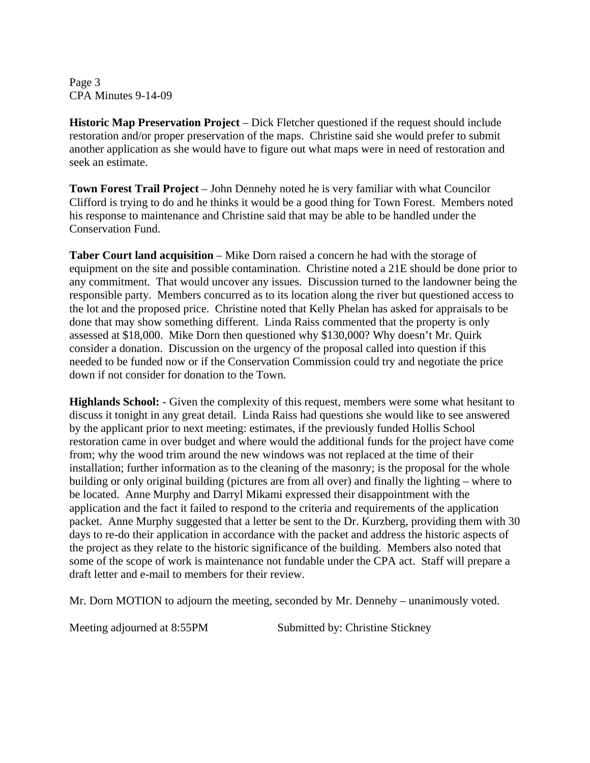**Historic Map Preservation Project** – Dick Fletcher questioned if the request should include restoration and/or proper preservation of the maps. Christine said she would prefer to submit another application as she would have to figure out what maps were in need of restoration and seek an estimate.

**Town Forest Trail Project** – John Dennehy noted he is very familiar with what Councilor Clifford is trying to do and he thinks it would be a good thing for Town Forest. Members noted his response to maintenance and Christine said that may be able to be handled under the Conservation Fund.

**Taber Court land acquisition** – Mike Dorn raised a concern he had with the storage of equipment on the site and possible contamination. Christine noted a 21E should be done prior to any commitment. That would uncover any issues. Discussion turned to the landowner being the responsible party. Members concurred as to its location along the river but questioned access to the lot and the proposed price. Christine noted that Kelly Phelan has asked for appraisals to be done that may show something different. Linda Raiss commented that the property is only assessed at $18,000. Mike Dorn then questioned why $130,000? Why doesn't Mr. Quirk consider a donation. Discussion on the urgency of the proposal called into question if this needed to be funded now or if the Conservation Commission could try and negotiate the price down if not consider for donation to the Town.

**Highlands School:** - Given the complexity of this request, members were some what hesitant to discuss it tonight in any great detail. Linda Raiss had questions she would like to see answered by the applicant prior to next meeting: estimates, if the previously funded Hollis School restoration came in over budget and where would the additional funds for the project have come from; why the wood trim around the new windows was not replaced at the time of their installation; further information as to the cleaning of the masonry; is the proposal for the whole building or only original building (pictures are from all over) and finally the lighting – where to be located. Anne Murphy and Darryl Mikami expressed their disappointment with the application and the fact it failed to respond to the criteria and requirements of the application packet. Anne Murphy suggested that a letter be sent to the Dr. Kurzberg, providing them with 30 days to re-do their application in accordance with the packet and address the historic aspects of the project as they relate to the historic significance of the building. Members also noted that some of the scope of work is maintenance not fundable under the CPA act. Staff will prepare a draft letter and e-mail to members for their review.

Mr. Dorn MOTION to adjourn the meeting, seconded by Mr. Dennehy – unanimously voted.

Meeting adjourned at 8:55PM Submitted by: Christine Stickney